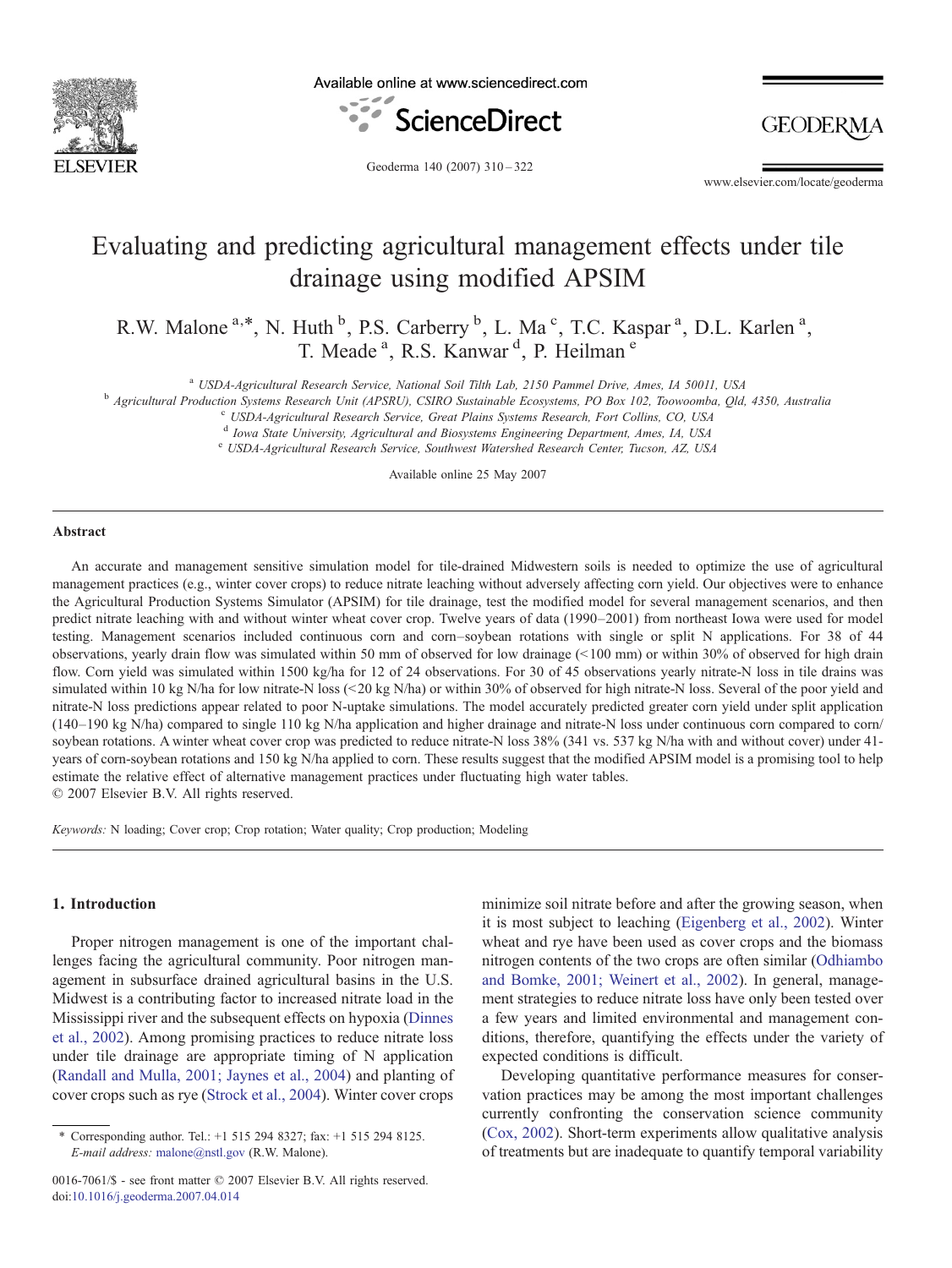# Evaluating and predicting agricultural management effects under tile drainage using modified APSIM

R.W. Malone[a,*], N. Huth[b], P.S. Carberry[b], L. Ma[c], T.C. Kaspar[a], D.L. Karlen[a], T. Meade[a], R.S. Kanwar[d], P. Heilman[e]

[a] USDA-Agricultural Research Service, National Soil Tilth Lab, 2150 Pammel Drive, Ames, IA 50011, USA
[b] Agricultural Production Systems Research Unit (APSRU), CSIRO Sustainable Ecosystems, PO Box 102, Toowoomba, Qld, 4350, Australia
[c] USDA-Agricultural Research Service, Great Plains Systems Research, Fort Collins, CO, USA
[d] Iowa State University, Agricultural and Biosystems Engineering Department, Ames, IA, USA
[e] USDA-Agricultural Research Service, Southwest Watershed Research Center, Tucson, AZ, USA

Available online 25 May 2007

## Abstract

An accurate and management sensitive simulation model for tile-drained Midwestern soils is needed to optimize the use of agricultural management practices (e.g., winter cover crops) to reduce nitrate leaching without adversely affecting corn yield. Our objectives were to enhance the Agricultural Production Systems Simulator (APSIM) for tile drainage, test the modified model for several management scenarios, and then predict nitrate leaching with and without winter wheat cover crop. Twelve years of data (1990–2001) from northeast Iowa were used for model testing. Management scenarios included continuous corn and corn–soybean rotations with single or split N applications. For 38 of 44 observations, yearly drain flow was simulated within 50 mm of observed for low drainage (<100 mm) or within 30% of observed for high drain flow. Corn yield was simulated within 1500 kg/ha for 12 of 24 observations. For 30 of 45 observations yearly nitrate-N loss in tile drains was simulated within 10 kg N/ha for low nitrate-N loss (<20 kg N/ha) or within 30% of observed for high nitrate-N loss. Several of the poor yield and nitrate-N loss predictions appear related to poor N-uptake simulations. The model accurately predicted greater corn yield under split application (140–190 kg N/ha) compared to single 110 kg N/ha application and higher drainage and nitrate-N loss under continuous corn compared to corn/soybean rotations. A winter wheat cover crop was predicted to reduce nitrate-N loss 38% (341 vs. 537 kg N/ha with and without cover) under 41-years of corn-soybean rotations and 150 kg N/ha applied to corn. These results suggest that the modified APSIM model is a promising tool to help estimate the relative effect of alternative management practices under fluctuating high water tables.

© 2007 Elsevier B.V. All rights reserved.

*Keywords:* N loading; Cover crop; Crop rotation; Water quality; Crop production; Modeling

## 1. Introduction

Proper nitrogen management is one of the important challenges facing the agricultural community. Poor nitrogen management in subsurface drained agricultural basins in the U.S. Midwest is a contributing factor to increased nitrate load in the Mississippi river and the subsequent effects on hypoxia (Dinnes et al., 2002). Among promising practices to reduce nitrate loss under tile drainage are appropriate timing of N application (Randall and Mulla, 2001; Jaynes et al., 2004) and planting of cover crops such as rye (Strock et al., 2004). Winter cover crops minimize soil nitrate before and after the growing season, when it is most subject to leaching (Eigenberg et al., 2002). Winter wheat and rye have been used as cover crops and the biomass nitrogen contents of the two crops are often similar (Odhiambo and Bomke, 2001; Weinert et al., 2002). In general, management strategies to reduce nitrate loss have only been tested over a few years and limited environmental and management conditions, therefore, quantifying the effects under the variety of expected conditions is difficult.

Developing quantitative performance measures for conservation practices may be among the most important challenges currently confronting the conservation science community (Cox, 2002). Short-term experiments allow qualitative analysis of treatments but are inadequate to quantify temporal variability

\* Corresponding author. Tel.: +1 515 294 8327; fax: +1 515 294 8125. E-mail address: malone@nstl.gov (R.W. Malone).

0016-7061/$ - see front matter © 2007 Elsevier B.V. All rights reserved.
doi:10.1016/j.geoderma.2007.04.014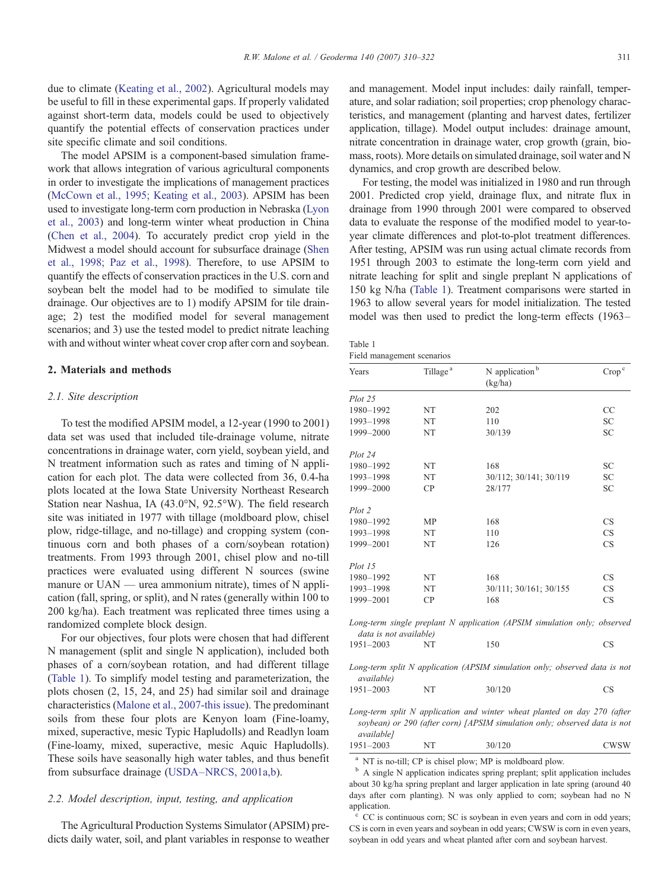due to climate (Keating et al., 2002). Agricultural models may be useful to fill in these experimental gaps. If properly validated against short-term data, models could be used to objectively quantify the potential effects of conservation practices under site specific climate and soil conditions.

The model APSIM is a component-based simulation framework that allows integration of various agricultural components in order to investigate the implications of management practices (McCown et al., 1995; Keating et al., 2003). APSIM has been used to investigate long-term corn production in Nebraska (Lyon et al., 2003) and long-term winter wheat production in China (Chen et al., 2004). To accurately predict crop yield in the Midwest a model should account for subsurface drainage (Shen et al., 1998; Paz et al., 1998). Therefore, to use APSIM to quantify the effects of conservation practices in the U.S. corn and soybean belt the model had to be modified to simulate tile drainage. Our objectives are to 1) modify APSIM for tile drainage; 2) test the modified model for several management scenarios; and 3) use the tested model to predict nitrate leaching with and without winter wheat cover crop after corn and soybean.

## 2. Materials and methods

### 2.1. Site description

To test the modified APSIM model, a 12-year (1990 to 2001) data set was used that included tile-drainage volume, nitrate concentrations in drainage water, corn yield, soybean yield, and N treatment information such as rates and timing of N application for each plot. The data were collected from 36, 0.4-ha plots located at the Iowa State University Northeast Research Station near Nashua, IA (43.0°N, 92.5°W). The field research site was initiated in 1977 with tillage (moldboard plow, chisel plow, ridge-tillage, and no-tillage) and cropping system (continuous corn and both phases of a corn/soybean rotation) treatments. From 1993 through 2001, chisel plow and no-till practices were evaluated using different N sources (swine manure or UAN — urea ammonium nitrate), times of N application (fall, spring, or split), and N rates (generally within 100 to 200 kg/ha). Each treatment was replicated three times using a randomized complete block design.

For our objectives, four plots were chosen that had different N management (split and single N application), included both phases of a corn/soybean rotation, and had different tillage (Table 1). To simplify model testing and parameterization, the plots chosen (2, 15, 24, and 25) had similar soil and drainage characteristics (Malone et al., 2007-this issue). The predominant soils from these four plots are Kenyon loam (Fine-loamy, mixed, superactive, mesic Typic Hapludolls) and Readlyn loam (Fine-loamy, mixed, superactive, mesic Aquic Hapludolls). These soils have seasonally high water tables, and thus benefit from subsurface drainage (USDA–NRCS, 2001a,b).

### 2.2. Model description, input, testing, and application

The Agricultural Production Systems Simulator (APSIM) predicts daily water, soil, and plant variables in response to weather and management. Model input includes: daily rainfall, temperature, and solar radiation; soil properties; crop phenology characteristics, and management (planting and harvest dates, fertilizer application, tillage). Model output includes: drainage amount, nitrate concentration in drainage water, crop growth (grain, biomass, roots). More details on simulated drainage, soil water and N dynamics, and crop growth are described below.

For testing, the model was initialized in 1980 and run through 2001. Predicted crop yield, drainage flux, and nitrate flux in drainage from 1990 through 2001 were compared to observed data to evaluate the response of the modified model to year-to-year climate differences and plot-to-plot treatment differences. After testing, APSIM was run using actual climate records from 1951 through 2003 to estimate the long-term corn yield and nitrate leaching for split and single preplant N applications of 150 kg N/ha (Table 1). Treatment comparisons were started in 1963 to allow several years for model initialization. The tested model was then used to predict the long-term effects (1963–

Table 1
Field management scenarios

| Years | Tillage[a] | N application[b] (kg/ha) | Crop[c] |
|---|---|---|---|
| *Plot 25* | | | |
| 1980–1992 | NT | 202 | CC |
| 1993–1998 | NT | 110 | SC |
| 1999–2000 | NT | 30/139 | SC |
| *Plot 24* | | | |
| 1980–1992 | NT | 168 | SC |
| 1993–1998 | NT | 30/112; 30/141; 30/119 | SC |
| 1999–2000 | CP | 28/177 | SC |
| *Plot 2* | | | |
| 1980–1992 | MP | 168 | CS |
| 1993–1998 | NT | 110 | CS |
| 1999–2001 | NT | 126 | CS |
| *Plot 15* | | | |
| 1980–1992 | NT | 168 | CS |
| 1993–1998 | NT | 30/111; 30/161; 30/155 | CS |
| 1999–2001 | CP | 168 | CS |
| *Long-term single preplant N application (APSIM simulation only; observed data is not available)* | | | |
| 1951–2003 | NT | 150 | CS |
| *Long-term split N application (APSIM simulation only; observed data is not available)* | | | |
| 1951–2003 | NT | 30/120 | CS |
| *Long-term split N application and winter wheat planted on day 270 (after soybean) or 290 (after corn) [APSIM simulation only; observed data is not available]* | | | |
| 1951–2003 | NT | 30/120 | CWSW |

[a] NT is no-till; CP is chisel plow; MP is moldboard plow.

[b] A single N application indicates spring preplant; split application includes about 30 kg/ha spring preplant and larger application in late spring (around 40 days after corn planting). N was only applied to corn; soybean had no N application.

[c] CC is continuous corn; SC is soybean in even years and corn in odd years; CS is corn in even years and soybean in odd years; CWSW is corn in even years, soybean in odd years and wheat planted after corn and soybean harvest.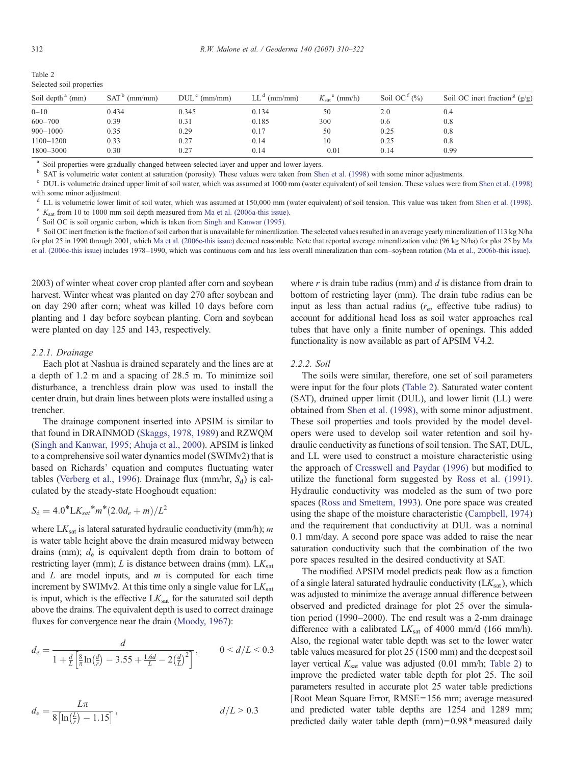Table 2
Selected soil properties

| Soil depth[a] (mm) | SAT[b] (mm/mm) | DUL[c] (mm/mm) | LL[d] (mm/mm) | $K_{sat}$[e] (mm/h) | Soil OC[f] (%) | Soil OC inert fraction[g] (g/g) |
|---|---|---|---|---|---|---|
| 0–10 | 0.434 | 0.345 | 0.134 | 50 | 2.0 | 0.4 |
| 600–700 | 0.39 | 0.31 | 0.185 | 300 | 0.6 | 0.8 |
| 900–1000 | 0.35 | 0.29 | 0.17 | 50 | 0.25 | 0.8 |
| 1100–1200 | 0.33 | 0.27 | 0.14 | 10 | 0.25 | 0.8 |
| 1800–3000 | 0.30 | 0.27 | 0.14 | 0.01 | 0.14 | 0.99 |

[a] Soil properties were gradually changed between selected layer and upper and lower layers.

[b] SAT is volumetric water content at saturation (porosity). These values were taken from Shen et al. (1998) with some minor adjustments.

[c] DUL is volumetric drained upper limit of soil water, which was assumed at 1000 mm (water equivalent) of soil tension. These values were from Shen et al. (1998) with some minor adjustment.

[d] LL is volumetric lower limit of soil water, which was assumed at 150,000 mm (water equivalent) of soil tension. This value was taken from Shen et al. (1998).

[e] $K_{sat}$ from 10 to 1000 mm soil depth measured from Ma et al. (2006a-this issue).

[f] Soil OC is soil organic carbon, which is taken from Singh and Kanwar (1995).

[g] Soil OC inert fraction is the fraction of soil carbon that is unavailable for mineralization. The selected values resulted in an average yearly mineralization of 113 kg N/ha for plot 25 in 1990 through 2001, which Ma et al. (2006c-this issue) deemed reasonable. Note that reported average mineralization value (96 kg N/ha) for plot 25 by Ma et al. (2006c-this issue) includes 1978–1990, which was continuous corn and has less overall mineralization than corn–soybean rotation (Ma et al., 2006b-this issue).

2003) of winter wheat cover crop planted after corn and soybean harvest. Winter wheat was planted on day 270 after soybean and on day 290 after corn; wheat was killed 10 days before corn planting and 1 day before soybean planting. Corn and soybean were planted on day 125 and 143, respectively.

#### 2.2.1. Drainage

Each plot at Nashua is drained separately and the lines are at a depth of 1.2 m and a spacing of 28.5 m. To minimize soil disturbance, a trenchless drain plow was used to install the center drain, but drain lines between plots were installed using a trencher.

The drainage component inserted into APSIM is similar to that found in DRAINMOD (Skaggs, 1978, 1989) and RZWQM (Singh and Kanwar, 1995; Ahuja et al., 2000). APSIM is linked to a comprehensive soil water dynamics model (SWIMv2) that is based on Richards' equation and computes fluctuating water tables (Verberg et al., 1996). Drainage flux (mm/hr, $S_d$) is calculated by the steady-state Hooghoudt equation:

$$S_d = 4.0^* LK_{sat}{}^* m^* (2.0 d_e + m)/L^2$$

where $LK_{sat}$ is lateral saturated hydraulic conductivity (mm/h); $m$ is water table height above the drain measured midway between drains (mm); $d_e$ is equivalent depth from drain to bottom of restricting layer (mm); $L$ is distance between drains (mm). $LK_{sat}$ and $L$ are model inputs, and $m$ is computed for each time increment by SWIMv2. At this time only a single value for $LK_{sat}$ is input, which is the effective $LK_{sat}$ for the saturated soil depth above the drains. The equivalent depth is used to correct drainage fluxes for convergence near the drain (Moody, 1967):

$$d_e = \frac{d}{1 + \frac{d}{L}\left[\frac{8}{\pi}\ln\left(\frac{d}{r}\right) - 3.55 + \frac{1.6d}{L} - 2\left(\frac{d}{L}\right)^2\right]}, \qquad 0 < d/L < 0.3$$

$$d_e = \frac{L\pi}{8\left[\ln\left(\frac{L}{r}\right) - 1.15\right]}, \qquad d/L > 0.3$$

where $r$ is drain tube radius (mm) and $d$ is distance from drain to bottom of restricting layer (mm). The drain tube radius can be input as less than actual radius ($r_e$, effective tube radius) to account for additional head loss as soil water approaches real tubes that have only a finite number of openings. This added functionality is now available as part of APSIM V4.2.

#### 2.2.2. Soil

The soils were similar, therefore, one set of soil parameters were input for the four plots (Table 2). Saturated water content (SAT), drained upper limit (DUL), and lower limit (LL) were obtained from Shen et al. (1998), with some minor adjustment. These soil properties and tools provided by the model developers were used to develop soil water retention and soil hydraulic conductivity as functions of soil tension. The SAT, DUL, and LL were used to construct a moisture characteristic using the approach of Cresswell and Paydar (1996) but modified to utilize the functional form suggested by Ross et al. (1991). Hydraulic conductivity was modeled as the sum of two pore spaces (Ross and Smettem, 1993). One pore space was created using the shape of the moisture characteristic (Campbell, 1974) and the requirement that conductivity at DUL was a nominal 0.1 mm/day. A second pore space was added to raise the near saturation conductivity such that the combination of the two pore spaces resulted in the desired conductivity at SAT.

The modified APSIM model predicts peak flow as a function of a single lateral saturated hydraulic conductivity ($LK_{sat}$), which was adjusted to minimize the average annual difference between observed and predicted drainage for plot 25 over the simulation period (1990–2000). The end result was a 2-mm drainage difference with a calibrated $LK_{sat}$ of 4000 mm/d (166 mm/h). Also, the regional water table depth was set to the lower water table values measured for plot 25 (1500 mm) and the deepest soil layer vertical $K_{sat}$ value was adjusted (0.01 mm/h; Table 2) to improve the predicted water table depth for plot 25. The soil parameters resulted in accurate plot 25 water table predictions [Root Mean Square Error, RMSE = 156 mm; average measured and predicted water table depths are 1254 and 1289 mm; predicted daily water table depth (mm) = 0.98 * measured daily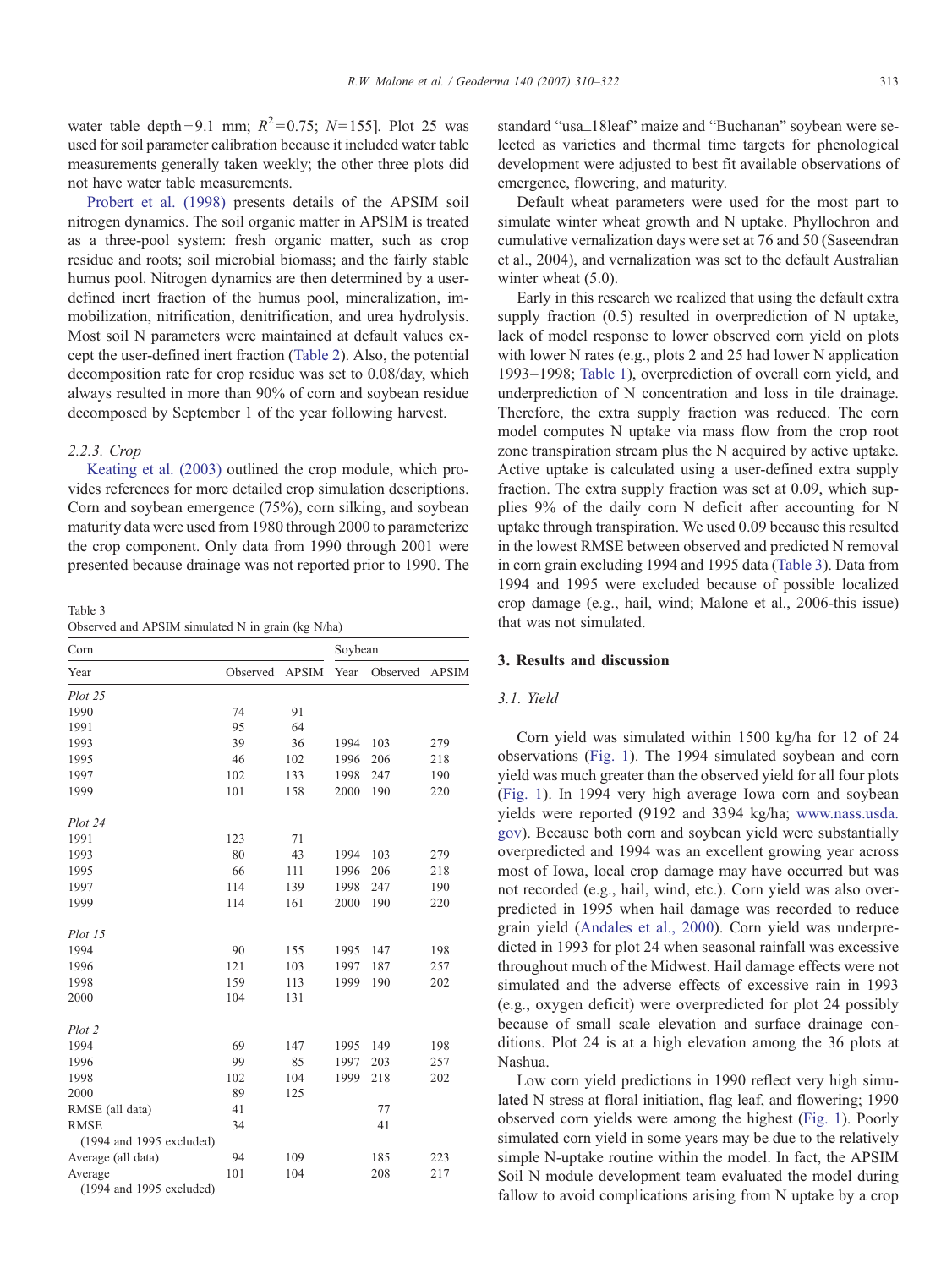water table depth −9.1 mm; $R^2$ = 0.75; $N$ = 155]. Plot 25 was used for soil parameter calibration because it included water table measurements generally taken weekly; the other three plots did not have water table measurements.

Probert et al. (1998) presents details of the APSIM soil nitrogen dynamics. The soil organic matter in APSIM is treated as a three-pool system: fresh organic matter, such as crop residue and roots; soil microbial biomass; and the fairly stable humus pool. Nitrogen dynamics are then determined by a user-defined inert fraction of the humus pool, mineralization, immobilization, nitrification, denitrification, and urea hydrolysis. Most soil N parameters were maintained at default values except the user-defined inert fraction (Table 2). Also, the potential decomposition rate for crop residue was set to 0.08/day, which always resulted in more than 90% of corn and soybean residue decomposed by September 1 of the year following harvest.

### 2.2.3. Crop

Keating et al. (2003) outlined the crop module, which provides references for more detailed crop simulation descriptions. Corn and soybean emergence (75%), corn silking, and soybean maturity data were used from 1980 through 2000 to parameterize the crop component. Only data from 1990 through 2001 were presented because drainage was not reported prior to 1990. The standard "usa_18leaf" maize and "Buchanan" soybean were selected as varieties and thermal time targets for phenological development were adjusted to best fit available observations of emergence, flowering, and maturity.

Default wheat parameters were used for the most part to simulate winter wheat growth and N uptake. Phyllochron and cumulative vernalization days were set at 76 and 50 (Saseendran et al., 2004), and vernalization was set to the default Australian winter wheat (5.0).

Early in this research we realized that using the default extra supply fraction (0.5) resulted in overprediction of N uptake, lack of model response to lower observed corn yield on plots with lower N rates (e.g., plots 2 and 25 had lower N application 1993–1998; Table 1), overprediction of overall corn yield, and underprediction of N concentration and loss in tile drainage. Therefore, the extra supply fraction was reduced. The corn model computes N uptake via mass flow from the crop root zone transpiration stream plus the N acquired by active uptake. Active uptake is calculated using a user-defined extra supply fraction. The extra supply fraction was set at 0.09, which supplies 9% of the daily corn N deficit after accounting for N uptake through transpiration. We used 0.09 because this resulted in the lowest RMSE between observed and predicted N removal in corn grain excluding 1994 and 1995 data (Table 3). Data from 1994 and 1995 were excluded because of possible localized crop damage (e.g., hail, wind; Malone et al., 2006-this issue) that was not simulated.

Table 3
Observed and APSIM simulated N in grain (kg N/ha)

| Corn | | | Soybean | | |
|---|---|---|---|---|---|
| Year | Observed | APSIM | Year | Observed | APSIM |
| *Plot 25* | | | | | |
| 1990 | 74 | 91 | | | |
| 1991 | 95 | 64 | | | |
| 1993 | 39 | 36 | 1994 | 103 | 279 |
| 1995 | 46 | 102 | 1996 | 206 | 218 |
| 1997 | 102 | 133 | 1998 | 247 | 190 |
| 1999 | 101 | 158 | 2000 | 190 | 220 |
| *Plot 24* | | | | | |
| 1991 | 123 | 71 | | | |
| 1993 | 80 | 43 | 1994 | 103 | 279 |
| 1995 | 66 | 111 | 1996 | 206 | 218 |
| 1997 | 114 | 139 | 1998 | 247 | 190 |
| 1999 | 114 | 161 | 2000 | 190 | 220 |
| *Plot 15* | | | | | |
| 1994 | 90 | 155 | 1995 | 147 | 198 |
| 1996 | 121 | 103 | 1997 | 187 | 257 |
| 1998 | 159 | 113 | 1999 | 190 | 202 |
| 2000 | 104 | 131 | | | |
| *Plot 2* | | | | | |
| 1994 | 69 | 147 | 1995 | 149 | 198 |
| 1996 | 99 | 85 | 1997 | 203 | 257 |
| 1998 | 102 | 104 | 1999 | 218 | 202 |
| 2000 | 89 | 125 | | | |
| RMSE (all data) | 41 | | | 77 | |
| RMSE (1994 and 1995 excluded) | 34 | | | 41 | |
| Average (all data) | 94 | 109 | | 185 | 223 |
| Average (1994 and 1995 excluded) | 101 | 104 | | 208 | 217 |

## 3. Results and discussion

### 3.1. Yield

Corn yield was simulated within 1500 kg/ha for 12 of 24 observations (Fig. 1). The 1994 simulated soybean and corn yield was much greater than the observed yield for all four plots (Fig. 1). In 1994 very high average Iowa corn and soybean yields were reported (9192 and 3394 kg/ha; www.nass.usda.gov). Because both corn and soybean yield were substantially overpredicted and 1994 was an excellent growing year across most of Iowa, local crop damage may have occurred but was not recorded (e.g., hail, wind, etc.). Corn yield was also overpredicted in 1995 when hail damage was recorded to reduce grain yield (Andales et al., 2000). Corn yield was underpredicted in 1993 for plot 24 when seasonal rainfall was excessive throughout much of the Midwest. Hail damage effects were not simulated and the adverse effects of excessive rain in 1993 (e.g., oxygen deficit) were overpredicted for plot 24 possibly because of small scale elevation and surface drainage conditions. Plot 24 is at a high elevation among the 36 plots at Nashua.

Low corn yield predictions in 1990 reflect very high simulated N stress at floral initiation, flag leaf, and flowering; 1990 observed corn yields were among the highest (Fig. 1). Poorly simulated corn yield in some years may be due to the relatively simple N-uptake routine within the model. In fact, the APSIM Soil N module development team evaluated the model during fallow to avoid complications arising from N uptake by a crop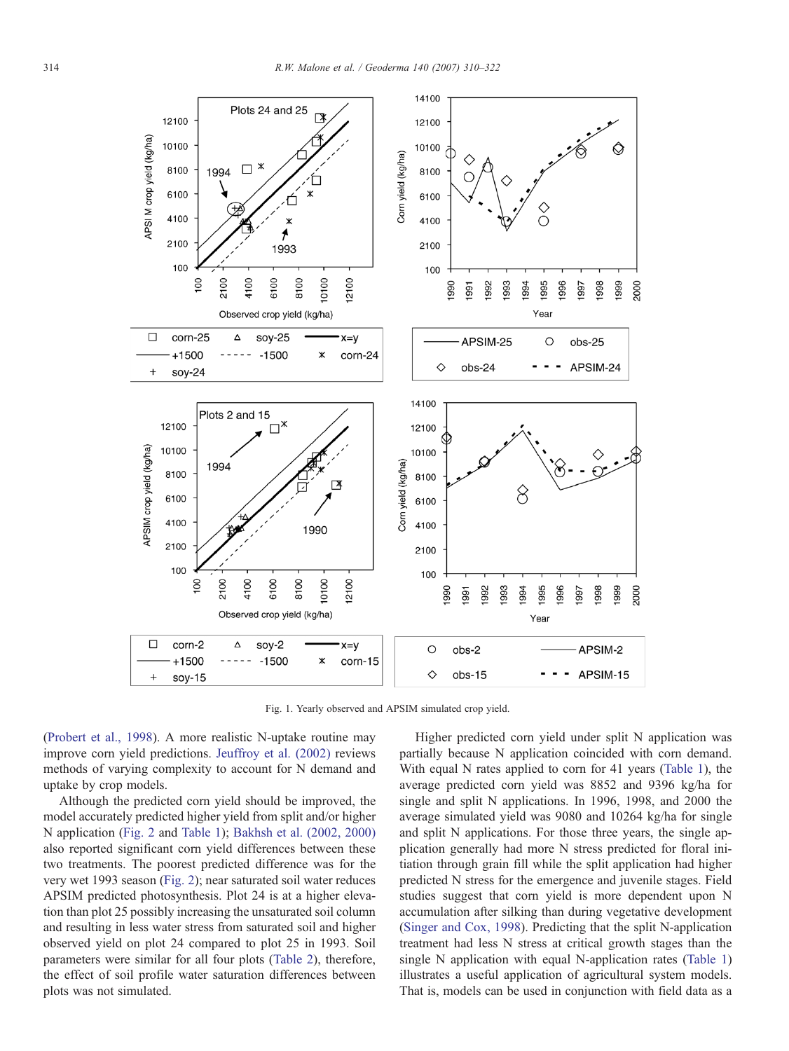Fig. 1. Yearly observed and APSIM simulated crop yield.

(Probert et al., 1998). A more realistic N-uptake routine may improve corn yield predictions. Jeuffroy et al. (2002) reviews methods of varying complexity to account for N demand and uptake by crop models.

Although the predicted corn yield should be improved, the model accurately predicted higher yield from split and/or higher N application (Fig. 2 and Table 1); Bakhsh et al. (2002, 2000) also reported significant corn yield differences between these two treatments. The poorest predicted difference was for the very wet 1993 season (Fig. 2); near saturated soil water reduces APSIM predicted photosynthesis. Plot 24 is at a higher elevation than plot 25 possibly increasing the unsaturated soil column and resulting in less water stress from saturated soil and higher observed yield on plot 24 compared to plot 25 in 1993. Soil parameters were similar for all four plots (Table 2), therefore, the effect of soil profile water saturation differences between plots was not simulated.

Higher predicted corn yield under split N application was partially because N application coincided with corn demand. With equal N rates applied to corn for 41 years (Table 1), the average predicted corn yield was 8852 and 9396 kg/ha for single and split N applications. In 1996, 1998, and 2000 the average simulated yield was 9080 and 10264 kg/ha for single and split N applications. For those three years, the single application generally had more N stress predicted for floral initiation through grain fill while the split application had higher predicted N stress for the emergence and juvenile stages. Field studies suggest that corn yield is more dependent upon N accumulation after silking than during vegetative development (Singer and Cox, 1998). Predicting that the split N-application treatment had less N stress at critical growth stages than the single N application with equal N-application rates (Table 1) illustrates a useful application of agricultural system models. That is, models can be used in conjunction with field data as a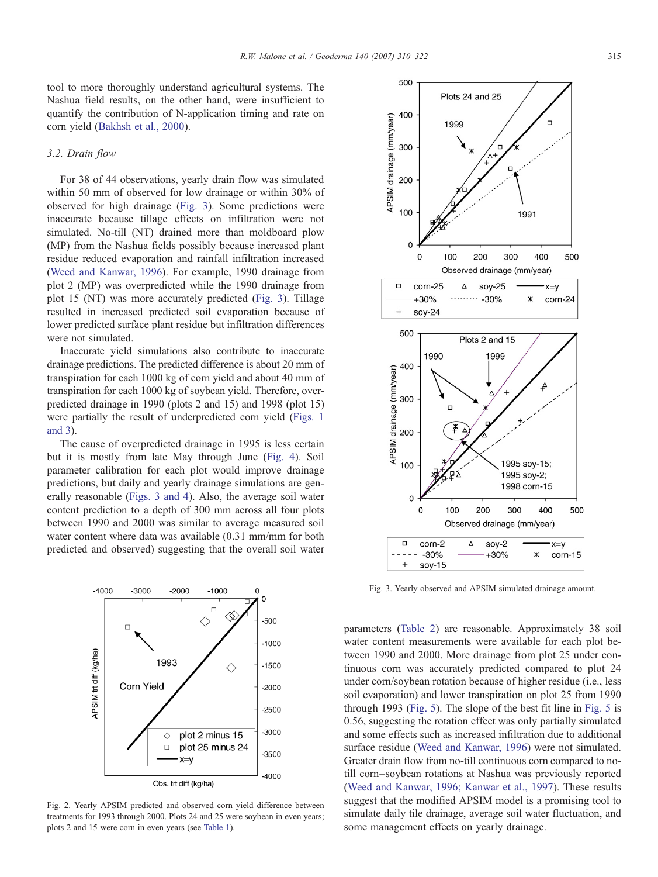tool to more thoroughly understand agricultural systems. The Nashua field results, on the other hand, were insufficient to quantify the contribution of N-application timing and rate on corn yield (Bakhsh et al., 2000).

### 3.2. Drain flow

For 38 of 44 observations, yearly drain flow was simulated within 50 mm of observed for low drainage or within 30% of observed for high drainage (Fig. 3). Some predictions were inaccurate because tillage effects on infiltration were not simulated. No-till (NT) drained more than moldboard plow (MP) from the Nashua fields possibly because increased plant residue reduced evaporation and rainfall infiltration increased (Weed and Kanwar, 1996). For example, 1990 drainage from plot 2 (MP) was overpredicted while the 1990 drainage from plot 15 (NT) was more accurately predicted (Fig. 3). Tillage resulted in increased predicted soil evaporation because of lower predicted surface plant residue but infiltration differences were not simulated.

Inaccurate yield simulations also contribute to inaccurate drainage predictions. The predicted difference is about 20 mm of transpiration for each 1000 kg of corn yield and about 40 mm of transpiration for each 1000 kg of soybean yield. Therefore, overpredicted drainage in 1990 (plots 2 and 15) and 1998 (plot 15) were partially the result of underpredicted corn yield (Figs. 1 and 3).

The cause of overpredicted drainage in 1995 is less certain but it is mostly from late May through June (Fig. 4). Soil parameter calibration for each plot would improve drainage predictions, but daily and yearly drainage simulations are generally reasonable (Figs. 3 and 4). Also, the average soil water content prediction to a depth of 300 mm across all four plots between 1990 and 2000 was similar to average measured soil water content where data was available (0.31 mm/mm for both predicted and observed) suggesting that the overall soil water parameters (Table 2) are reasonable. Approximately 38 soil water content measurements were available for each plot between 1990 and 2000. More drainage from plot 25 under continuous corn was accurately predicted compared to plot 24 under corn/soybean rotation because of higher residue (i.e., less soil evaporation) and lower transpiration on plot 25 from 1990 through 1993 (Fig. 5). The slope of the best fit line in Fig. 5 is 0.56, suggesting the rotation effect was only partially simulated and some effects such as increased infiltration due to additional surface residue (Weed and Kanwar, 1996) were not simulated. Greater drain flow from no-till continuous corn compared to no-till corn–soybean rotations at Nashua was previously reported (Weed and Kanwar, 1996; Kanwar et al., 1997). These results suggest that the modified APSIM model is a promising tool to simulate daily tile drainage, average soil water fluctuation, and some management effects on yearly drainage.

Fig. 2. Yearly APSIM predicted and observed corn yield difference between treatments for 1993 through 2000. Plots 24 and 25 were soybean in even years; plots 2 and 15 were corn in even years (see Table 1).

Fig. 3. Yearly observed and APSIM simulated drainage amount.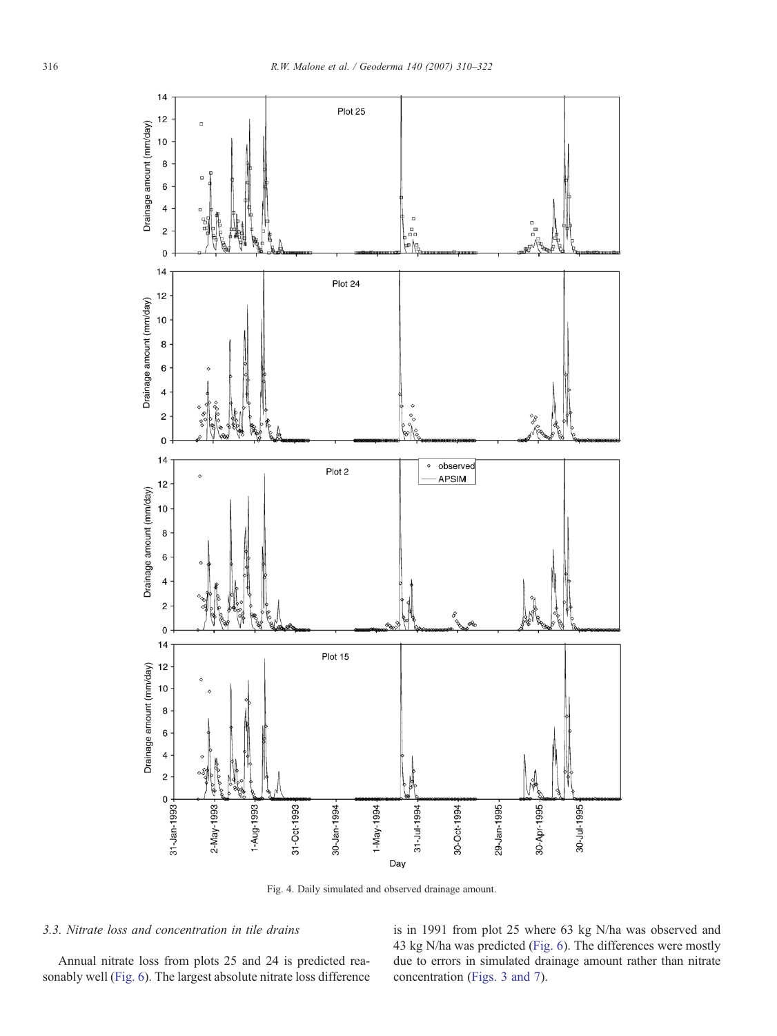Fig. 4. Daily simulated and observed drainage amount.

### 3.3. Nitrate loss and concentration in tile drains

Annual nitrate loss from plots 25 and 24 is predicted reasonably well (Fig. 6). The largest absolute nitrate loss difference is in 1991 from plot 25 where 63 kg N/ha was observed and 43 kg N/ha was predicted (Fig. 6). The differences were mostly due to errors in simulated drainage amount rather than nitrate concentration (Figs. 3 and 7).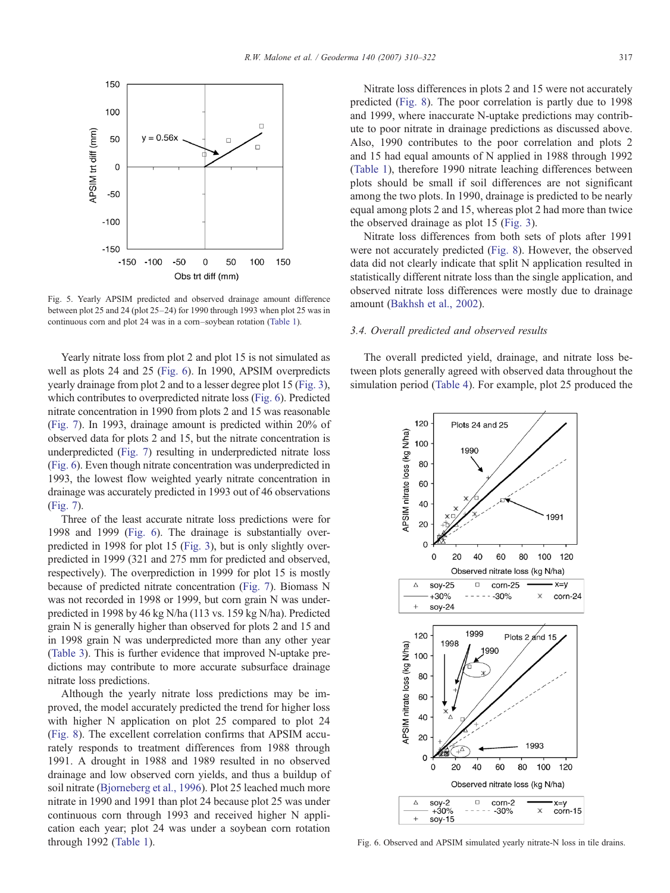Fig. 5. Yearly APSIM predicted and observed drainage amount difference between plot 25 and 24 (plot 25–24) for 1990 through 1993 when plot 25 was in continuous corn and plot 24 was in a corn–soybean rotation (Table 1).

Yearly nitrate loss from plot 2 and plot 15 is not simulated as well as plots 24 and 25 (Fig. 6). In 1990, APSIM overpredicts yearly drainage from plot 2 and to a lesser degree plot 15 (Fig. 3), which contributes to overpredicted nitrate loss (Fig. 6). Predicted nitrate concentration in 1990 from plots 2 and 15 was reasonable (Fig. 7). In 1993, drainage amount is predicted within 20% of observed data for plots 2 and 15, but the nitrate concentration is underpredicted (Fig. 7) resulting in underpredicted nitrate loss (Fig. 6). Even though nitrate concentration was underpredicted in 1993, the lowest flow weighted yearly nitrate concentration in drainage was accurately predicted in 1993 out of 46 observations (Fig. 7).

Three of the least accurate nitrate loss predictions were for 1998 and 1999 (Fig. 6). The drainage is substantially overpredicted in 1998 for plot 15 (Fig. 3), but is only slightly overpredicted in 1999 (321 and 275 mm for predicted and observed, respectively). The overprediction in 1999 for plot 15 is mostly because of predicted nitrate concentration (Fig. 7). Biomass N was not recorded in 1998 or 1999, but corn grain N was underpredicted in 1998 by 46 kg N/ha (113 vs. 159 kg N/ha). Predicted grain N is generally higher than observed for plots 2 and 15 and in 1998 grain N was underpredicted more than any other year (Table 3). This is further evidence that improved N-uptake predictions may contribute to more accurate subsurface drainage nitrate loss predictions.

Although the yearly nitrate loss predictions may be improved, the model accurately predicted the trend for higher loss with higher N application on plot 25 compared to plot 24 (Fig. 8). The excellent correlation confirms that APSIM accurately responds to treatment differences from 1988 through 1991. A drought in 1988 and 1989 resulted in no observed drainage and low observed corn yields, and thus a buildup of soil nitrate (Bjorneberg et al., 1996). Plot 25 leached much more nitrate in 1990 and 1991 than plot 24 because plot 25 was under continuous corn through 1993 and received higher N application each year; plot 24 was under a soybean corn rotation through 1992 (Table 1).

Nitrate loss differences in plots 2 and 15 were not accurately predicted (Fig. 8). The poor correlation is partly due to 1998 and 1999, where inaccurate N-uptake predictions may contribute to poor nitrate in drainage predictions as discussed above. Also, 1990 contributes to the poor correlation and plots 2 and 15 had equal amounts of N applied in 1988 through 1992 (Table 1), therefore 1990 nitrate leaching differences between plots should be small if soil differences are not significant among the two plots. In 1990, drainage is predicted to be nearly equal among plots 2 and 15, whereas plot 2 had more than twice the observed drainage as plot 15 (Fig. 3).

Nitrate loss differences from both sets of plots after 1991 were not accurately predicted (Fig. 8). However, the observed data did not clearly indicate that split N application resulted in statistically different nitrate loss than the single application, and observed nitrate loss differences were mostly due to drainage amount (Bakhsh et al., 2002).

### 3.4. Overall predicted and observed results

The overall predicted yield, drainage, and nitrate loss between plots generally agreed with observed data throughout the simulation period (Table 4). For example, plot 25 produced the

Fig. 6. Observed and APSIM simulated yearly nitrate-N loss in tile drains.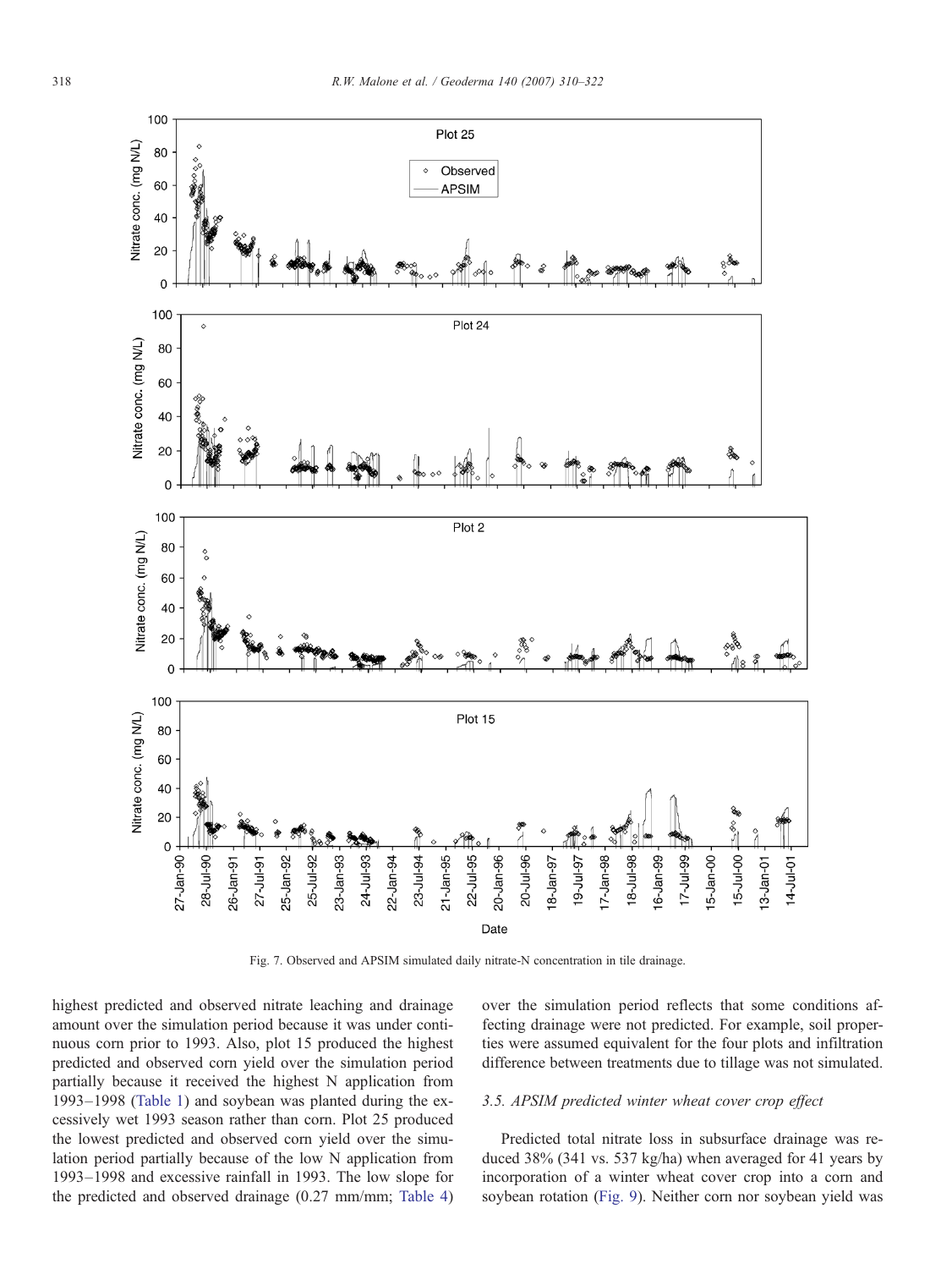Fig. 7. Observed and APSIM simulated daily nitrate-N concentration in tile drainage.

highest predicted and observed nitrate leaching and drainage amount over the simulation period because it was under continuous corn prior to 1993. Also, plot 15 produced the highest predicted and observed corn yield over the simulation period partially because it received the highest N application from 1993–1998 (Table 1) and soybean was planted during the excessively wet 1993 season rather than corn. Plot 25 produced the lowest predicted and observed corn yield over the simulation period partially because of the low N application from 1993–1998 and excessive rainfall in 1993. The low slope for the predicted and observed drainage (0.27 mm/mm; Table 4) over the simulation period reflects that some conditions affecting drainage were not predicted. For example, soil properties were assumed equivalent for the four plots and infiltration difference between treatments due to tillage was not simulated.

### 3.5. APSIM predicted winter wheat cover crop effect

Predicted total nitrate loss in subsurface drainage was reduced 38% (341 vs. 537 kg/ha) when averaged for 41 years by incorporation of a winter wheat cover crop into a corn and soybean rotation (Fig. 9). Neither corn nor soybean yield was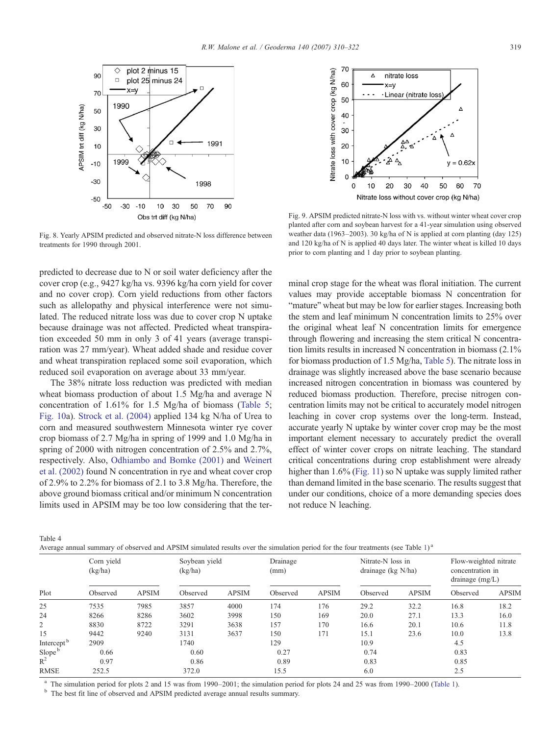Fig. 8. Yearly APSIM predicted and observed nitrate-N loss difference between treatments for 1990 through 2001.

Fig. 9. APSIM predicted nitrate-N loss with vs. without winter wheat cover crop planted after corn and soybean harvest for a 41-year simulation using observed weather data (1963–2003). 30 kg/ha of N is applied at corn planting (day 125) and 120 kg/ha of N is applied 40 days later. The winter wheat is killed 10 days prior to corn planting and 1 day prior to soybean planting.

predicted to decrease due to N or soil water deficiency after the cover crop (e.g., 9427 kg/ha vs. 9396 kg/ha corn yield for cover and no cover crop). Corn yield reductions from other factors such as allelopathy and physical interference were not simulated. The reduced nitrate loss was due to cover crop N uptake because drainage was not affected. Predicted wheat transpiration exceeded 50 mm in only 3 of 41 years (average transpiration was 27 mm/year). Wheat added shade and residue cover and wheat transpiration replaced some soil evaporation, which reduced soil evaporation on average about 33 mm/year.

The 38% nitrate loss reduction was predicted with median wheat biomass production of about 1.5 Mg/ha and average N concentration of 1.61% for 1.5 Mg/ha of biomass (Table 5; Fig. 10a). Strock et al. (2004) applied 134 kg N/ha of Urea to corn and measured southwestern Minnesota winter rye cover crop biomass of 2.7 Mg/ha in spring of 1999 and 1.0 Mg/ha in spring of 2000 with nitrogen concentration of 2.5% and 2.7%, respectively. Also, Odhiambo and Bomke (2001) and Weinert et al. (2002) found N concentration in rye and wheat cover crop of 2.9% to 2.2% for biomass of 2.1 to 3.8 Mg/ha. Therefore, the above ground biomass critical and/or minimum N concentration limits used in APSIM may be too low considering that the terminal crop stage for the wheat was floral initiation. The current values may provide acceptable biomass N concentration for "mature" wheat but may be low for earlier stages. Increasing both the stem and leaf minimum N concentration limits to 25% over the original wheat leaf N concentration limits for emergence through flowering and increasing the stem critical N concentration limits results in increased N concentration in biomass (2.1% for biomass production of 1.5 Mg/ha, Table 5). The nitrate loss in drainage was slightly increased above the base scenario because increased nitrogen concentration in biomass was countered by reduced biomass production. Therefore, precise nitrogen concentration limits may not be critical to accurately model nitrogen leaching in cover crop systems over the long-term. Instead, accurate yearly N uptake by winter cover crop may be the most important element necessary to accurately predict the overall effect of winter cover crops on nitrate leaching. The standard critical concentrations during crop establishment were already higher than 1.6% (Fig. 11) so N uptake was supply limited rather than demand limited in the base scenario. The results suggest that under our conditions, choice of a more demanding species does not reduce N leaching.

Table 4
Average annual summary of observed and APSIM simulated results over the simulation period for the four treatments (see Table 1)[a]

| Plot | Corn yield (kg/ha) | | Soybean yield (kg/ha) | | Drainage (mm) | | Nitrate-N loss in drainage (kg N/ha) | | Flow-weighted nitrate concentration in drainage (mg/L) | |
|---|---|---|---|---|---|---|---|---|---|---|
| | Observed | APSIM | Observed | APSIM | Observed | APSIM | Observed | APSIM | Observed | APSIM |
| 25 | 7535 | 7985 | 3857 | 4000 | 174 | 176 | 29.2 | 32.2 | 16.8 | 18.2 |
| 24 | 8266 | 8286 | 3602 | 3998 | 150 | 169 | 20.0 | 27.1 | 13.3 | 16.0 |
| 2 | 8830 | 8722 | 3291 | 3638 | 157 | 170 | 16.6 | 20.1 | 10.6 | 11.8 |
| 15 | 9442 | 9240 | 3131 | 3637 | 150 | 171 | 15.1 | 23.6 | 10.0 | 13.8 |
| Intercept[b] | 2909 | | 1740 | | 129 | | 10.9 | | 4.5 | |
| Slope[b] | 0.66 | | 0.60 | | 0.27 | | 0.74 | | 0.83 | |
| $R^2$ | 0.97 | | 0.86 | | 0.89 | | 0.83 | | 0.85 | |
| RMSE | 252.5 | | 372.0 | | 15.5 | | 6.0 | | 2.5 | |

[a] The simulation period for plots 2 and 15 was from 1990–2001; the simulation period for plots 24 and 25 was from 1990–2000 (Table 1).
[b] The best fit line of observed and APSIM predicted average annual results summary.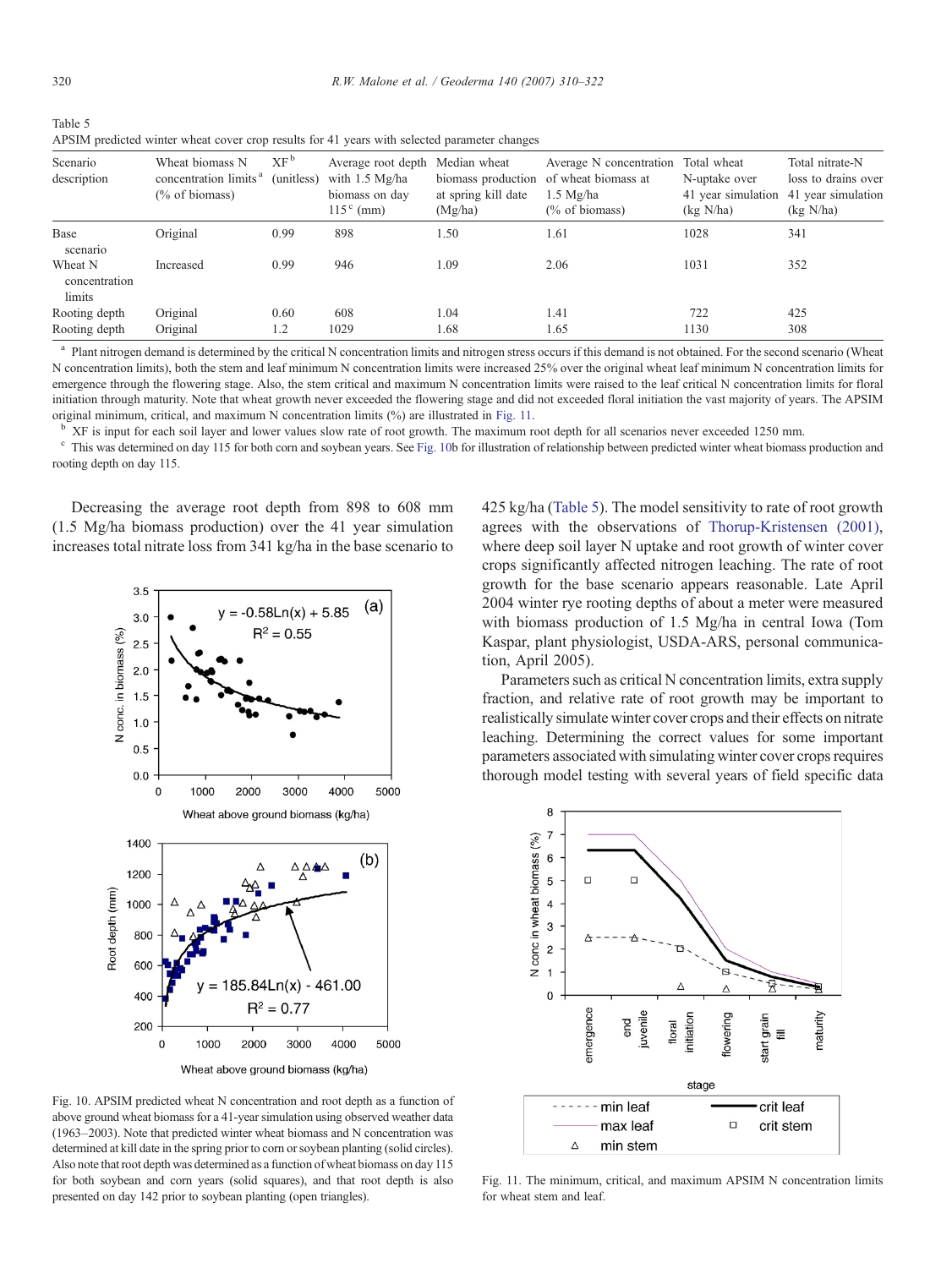Table 5
APSIM predicted winter wheat cover crop results for 41 years with selected parameter changes

| Scenario description | Wheat biomass N concentration limits[a] (% of biomass) | XF[b] (unitless) | Average root depth with 1.5 Mg/ha biomass on day 115[c] (mm) | Median wheat biomass production at spring kill date (Mg/ha) | Average N concentration of wheat biomass at 1.5 Mg/ha (% of biomass) | Total wheat N-uptake over 41 year simulation (kg N/ha) | Total nitrate-N loss to drains over 41 year simulation (kg N/ha) |
|---|---|---|---|---|---|---|---|
| Base scenario | Original | 0.99 | 898 | 1.50 | 1.61 | 1028 | 341 |
| Wheat N concentration limits | Increased | 0.99 | 946 | 1.09 | 2.06 | 1031 | 352 |
| Rooting depth | Original | 0.60 | 608 | 1.04 | 1.41 | 722 | 425 |
| Rooting depth | Original | 1.2 | 1029 | 1.68 | 1.65 | 1130 | 308 |

[a] Plant nitrogen demand is determined by the critical N concentration limits and nitrogen stress occurs if this demand is not obtained. For the second scenario (Wheat N concentration limits), both the stem and leaf minimum N concentration limits were increased 25% over the original wheat leaf minimum N concentration limits for emergence through the flowering stage. Also, the stem critical and maximum N concentration limits were raised to the leaf critical N concentration limits for floral initiation through maturity. Note that wheat growth never exceeded the flowering stage and did not exceeded floral initiation the vast majority of years. The APSIM original minimum, critical, and maximum N concentration limits (%) are illustrated in Fig. 11.

[b] XF is input for each soil layer and lower values slow rate of root growth. The maximum root depth for all scenarios never exceeded 1250 mm.

[c] This was determined on day 115 for both corn and soybean years. See Fig. 10b for illustration of relationship between predicted winter wheat biomass production and rooting depth on day 115.

Decreasing the average root depth from 898 to 608 mm (1.5 Mg/ha biomass production) over the 41 year simulation increases total nitrate loss from 341 kg/ha in the base scenario to 425 kg/ha (Table 5). The model sensitivity to rate of root growth agrees with the observations of Thorup-Kristensen (2001), where deep soil layer N uptake and root growth of winter cover crops significantly affected nitrogen leaching. The rate of root growth for the base scenario appears reasonable. Late April 2004 winter rye rooting depths of about a meter were measured with biomass production of 1.5 Mg/ha in central Iowa (Tom Kaspar, plant physiologist, USDA-ARS, personal communication, April 2005).

Parameters such as critical N concentration limits, extra supply fraction, and relative rate of root growth may be important to realistically simulate winter cover crops and their effects on nitrate leaching. Determining the correct values for some important parameters associated with simulating winter cover crops requires thorough model testing with several years of field specific data

Fig. 10. APSIM predicted wheat N concentration and root depth as a function of above ground wheat biomass for a 41-year simulation using observed weather data (1963–2003). Note that predicted winter wheat biomass and N concentration was determined at kill date in the spring prior to corn or soybean planting (solid circles). Also note that root depth was determined as a function of wheat biomass on day 115 for both soybean and corn years (solid squares), and that root depth is also presented on day 142 prior to soybean planting (open triangles).

Fig. 11. The minimum, critical, and maximum APSIM N concentration limits for wheat stem and leaf.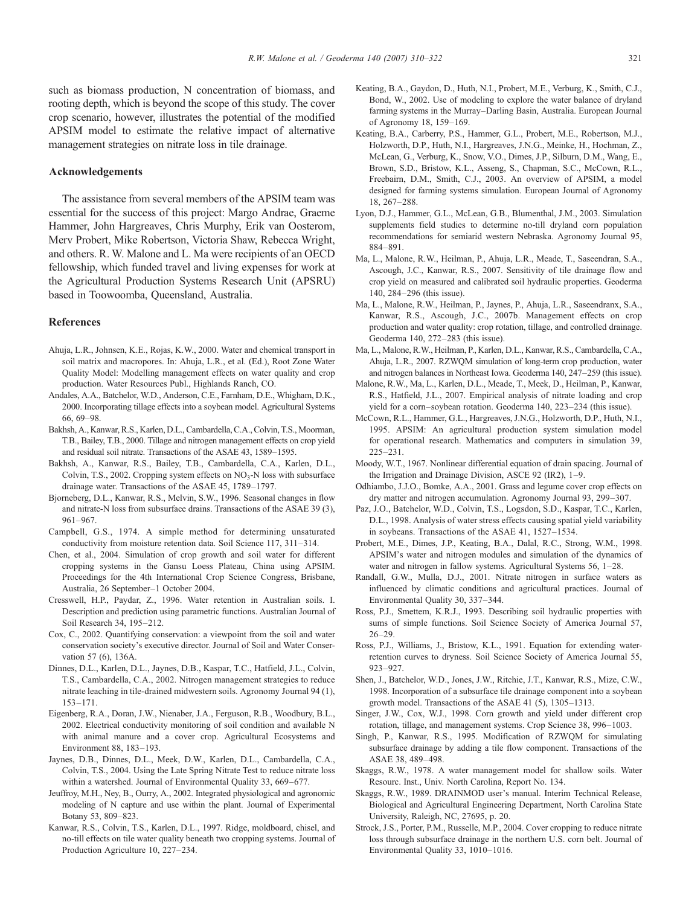such as biomass production, N concentration of biomass, and rooting depth, which is beyond the scope of this study. The cover crop scenario, however, illustrates the potential of the modified APSIM model to estimate the relative impact of alternative management strategies on nitrate loss in tile drainage.

## Acknowledgements

The assistance from several members of the APSIM team was essential for the success of this project: Margo Andrae, Graeme Hammer, John Hargreaves, Chris Murphy, Erik van Oosterom, Merv Probert, Mike Robertson, Victoria Shaw, Rebecca Wright, and others. R. W. Malone and L. Ma were recipients of an OECD fellowship, which funded travel and living expenses for work at the Agricultural Production Systems Research Unit (APSRU) based in Toowoomba, Queensland, Australia.

## References

Ahuja, L.R., Johnsen, K.E., Rojas, K.W., 2000. Water and chemical transport in soil matrix and macropores. In: Ahuja, L.R., et al. (Ed.), Root Zone Water Quality Model: Modelling management effects on water quality and crop production. Water Resources Publ., Highlands Ranch, CO.

Andales, A.A., Batchelor, W.D., Anderson, C.E., Farnham, D.E., Whigham, D.K., 2000. Incorporating tillage effects into a soybean model. Agricultural Systems 66, 69–98.

Bakhsh, A., Kanwar, R.S., Karlen, D.L., Cambardella, C.A., Colvin, T.S., Moorman, T.B., Bailey, T.B., 2000. Tillage and nitrogen management effects on crop yield and residual soil nitrate. Transactions of the ASAE 43, 1589–1595.

Bakhsh, A., Kanwar, R.S., Bailey, T.B., Cambardella, C.A., Karlen, D.L., Colvin, T.S., 2002. Cropping system effects on $NO_3$-N loss with subsurface drainage water. Transactions of the ASAE 45, 1789–1797.

Bjorneberg, D.L., Kanwar, R.S., Melvin, S.W., 1996. Seasonal changes in flow and nitrate-N loss from subsurface drains. Transactions of the ASAE 39 (3), 961–967.

Campbell, G.S., 1974. A simple method for determining unsaturated conductivity from moisture retention data. Soil Science 117, 311–314.

Chen, et al., 2004. Simulation of crop growth and soil water for different cropping systems in the Gansu Loess Plateau, China using APSIM. Proceedings for the 4th International Crop Science Congress, Brisbane, Australia, 26 September–1 October 2004.

Cresswell, H.P., Paydar, Z., 1996. Water retention in Australian soils. I. Description and prediction using parametric functions. Australian Journal of Soil Research 34, 195–212.

Cox, C., 2002. Quantifying conservation: a viewpoint from the soil and water conservation society's executive director. Journal of Soil and Water Conservation 57 (6), 136A.

Dinnes, D.L., Karlen, D.L., Jaynes, D.B., Kaspar, T.C., Hatfield, J.L., Colvin, T.S., Cambardella, C.A., 2002. Nitrogen management strategies to reduce nitrate leaching in tile-drained midwestern soils. Agronomy Journal 94 (1), 153–171.

Eigenberg, R.A., Doran, J.W., Nienaber, J.A., Ferguson, R.B., Woodbury, B.L., 2002. Electrical conductivity monitoring of soil condition and available N with animal manure and a cover crop. Agricultural Ecosystems and Environment 88, 183–193.

Jaynes, D.B., Dinnes, D.L., Meek, D.W., Karlen, D.L., Cambardella, C.A., Colvin, T.S., 2004. Using the Late Spring Nitrate Test to reduce nitrate loss within a watershed. Journal of Environmental Quality 33, 669–677.

Jeuffroy, M.H., Ney, B., Ourry, A., 2002. Integrated physiological and agronomic modeling of N capture and use within the plant. Journal of Experimental Botany 53, 809–823.

Kanwar, R.S., Colvin, T.S., Karlen, D.L., 1997. Ridge, moldboard, chisel, and no-till effects on tile water quality beneath two cropping systems. Journal of Production Agriculture 10, 227–234.

Keating, B.A., Gaydon, D., Huth, N.I., Probert, M.E., Verburg, K., Smith, C.J., Bond, W., 2002. Use of modeling to explore the water balance of dryland farming systems in the Murray–Darling Basin, Australia. European Journal of Agronomy 18, 159–169.

Keating, B.A., Carberry, P.S., Hammer, G.L., Probert, M.E., Robertson, M.J., Holzworth, D.P., Huth, N.I., Hargreaves, J.N.G., Meinke, H., Hochman, Z., McLean, G., Verburg, K., Snow, V.O., Dimes, J.P., Silburn, D.M., Wang, E., Brown, S.D., Bristow, K.L., Asseng, S., Chapman, S.C., McCown, R.L., Freebairn, D.M., Smith, C.J., 2003. An overview of APSIM, a model designed for farming systems simulation. European Journal of Agronomy 18, 267–288.

Lyon, D.J., Hammer, G.L., McLean, G.B., Blumenthal, J.M., 2003. Simulation supplements field studies to determine no-till dryland corn population recommendations for semiarid western Nebraska. Agronomy Journal 95, 884–891.

Ma, L., Malone, R.W., Heilman, P., Ahuja, L.R., Meade, T., Saseendran, S.A., Ascough, J.C., Kanwar, R.S., 2007. Sensitivity of tile drainage flow and crop yield on measured and calibrated soil hydraulic properties. Geoderma 140, 284–296 (this issue).

Ma, L., Malone, R.W., Heilman, P., Jaynes, P., Ahuja, L.R., Saseendranx, S.A., Kanwar, R.S., Ascough, J.C., 2007b. Management effects on crop production and water quality: crop rotation, tillage, and controlled drainage. Geoderma 140, 272–283 (this issue).

Ma, L., Malone, R.W., Heilman, P., Karlen, D.L., Kanwar, R.S., Cambardella, C.A., Ahuja, L.R., 2007. RZWQM simulation of long-term crop production, water and nitrogen balances in Northeast Iowa. Geoderma 140, 247–259 (this issue).

Malone, R.W., Ma, L., Karlen, D.L., Meade, T., Meek, D., Heilman, P., Kanwar, R.S., Hatfield, J.L., 2007. Empirical analysis of nitrate loading and crop yield for a corn–soybean rotation. Geoderma 140, 223–234 (this issue).

McCown, R.L., Hammer, G.L., Hargreaves, J.N.G., Holzworth, D.P., Huth, N.I., 1995. APSIM: An agricultural production system simulation model for operational research. Mathematics and computers in simulation 39, 225–231.

Moody, W.T., 1967. Nonlinear differential equation of drain spacing. Journal of the Irrigation and Drainage Division, ASCE 92 (IR2), 1–9.

Odhiambo, J.J.O., Bomke, A.A., 2001. Grass and legume cover crop effects on dry matter and nitrogen accumulation. Agronomy Journal 93, 299–307.

Paz, J.O., Batchelor, W.D., Colvin, T.S., Logsdon, S.D., Kaspar, T.C., Karlen, D.L., 1998. Analysis of water stress effects causing spatial yield variability in soybeans. Transactions of the ASAE 41, 1527–1534.

Probert, M.E., Dimes, J.P., Keating, B.A., Dalal, R.C., Strong, W.M., 1998. APSIM's water and nitrogen modules and simulation of the dynamics of water and nitrogen in fallow systems. Agricultural Systems 56, 1–28.

Randall, G.W., Mulla, D.J., 2001. Nitrate nitrogen in surface waters as influenced by climatic conditions and agricultural practices. Journal of Environmental Quality 30, 337–344.

Ross, P.J., Smettem, K.R.J., 1993. Describing soil hydraulic properties with sums of simple functions. Soil Science Society of America Journal 57, 26–29.

Ross, P.J., Williams, J., Bristow, K.L., 1991. Equation for extending water-retention curves to dryness. Soil Science Society of America Journal 55, 923–927.

Shen, J., Batchelor, W.D., Jones, J.W., Ritchie, J.T., Kanwar, R.S., Mize, C.W., 1998. Incorporation of a subsurface tile drainage component into a soybean growth model. Transactions of the ASAE 41 (5), 1305–1313.

Singer, J.W., Cox, W.J., 1998. Corn growth and yield under different crop rotation, tillage, and management systems. Crop Science 38, 996–1003.

Singh, P., Kanwar, R.S., 1995. Modification of RZWQM for simulating subsurface drainage by adding a tile flow component. Transactions of the ASAE 38, 489–498.

Skaggs, R.W., 1978. A water management model for shallow soils. Water Resourc. Inst., Univ. North Carolina, Report No. 134.

Skaggs, R.W., 1989. DRAINMOD user's manual. Interim Technical Release, Biological and Agricultural Engineering Department, North Carolina State University, Raleigh, NC, 27695, p. 20.

Strock, J.S., Porter, P.M., Russelle, M.P., 2004. Cover cropping to reduce nitrate loss through subsurface drainage in the northern U.S. corn belt. Journal of Environmental Quality 33, 1010–1016.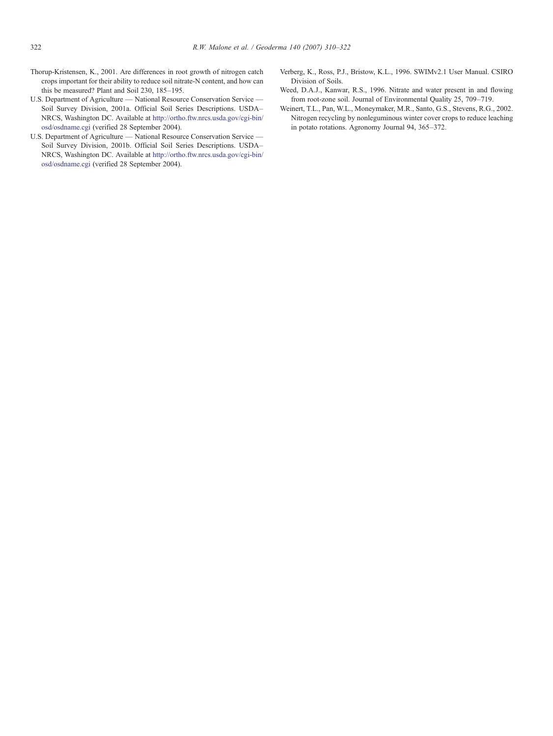Thorup-Kristensen, K., 2001. Are differences in root growth of nitrogen catch crops important for their ability to reduce soil nitrate-N content, and how can this be measured? Plant and Soil 230, 185–195.

U.S. Department of Agriculture — National Resource Conservation Service — Soil Survey Division, 2001a. Official Soil Series Descriptions. USDA–NRCS, Washington DC. Available at http://ortho.ftw.nrcs.usda.gov/cgi-bin/osd/osdname.cgi (verified 28 September 2004).

U.S. Department of Agriculture — National Resource Conservation Service — Soil Survey Division, 2001b. Official Soil Series Descriptions. USDA–NRCS, Washington DC. Available at http://ortho.ftw.nrcs.usda.gov/cgi-bin/osd/osdname.cgi (verified 28 September 2004).

Verberg, K., Ross, P.J., Bristow, K.L., 1996. SWIMv2.1 User Manual. CSIRO Division of Soils.

Weed, D.A.J., Kanwar, R.S., 1996. Nitrate and water present in and flowing from root-zone soil. Journal of Environmental Quality 25, 709–719.

Weinert, T.L., Pan, W.L., Moneymaker, M.R., Santo, G.S., Stevens, R.G., 2002. Nitrogen recycling by nonleguminous winter cover crops to reduce leaching in potato rotations. Agronomy Journal 94, 365–372.